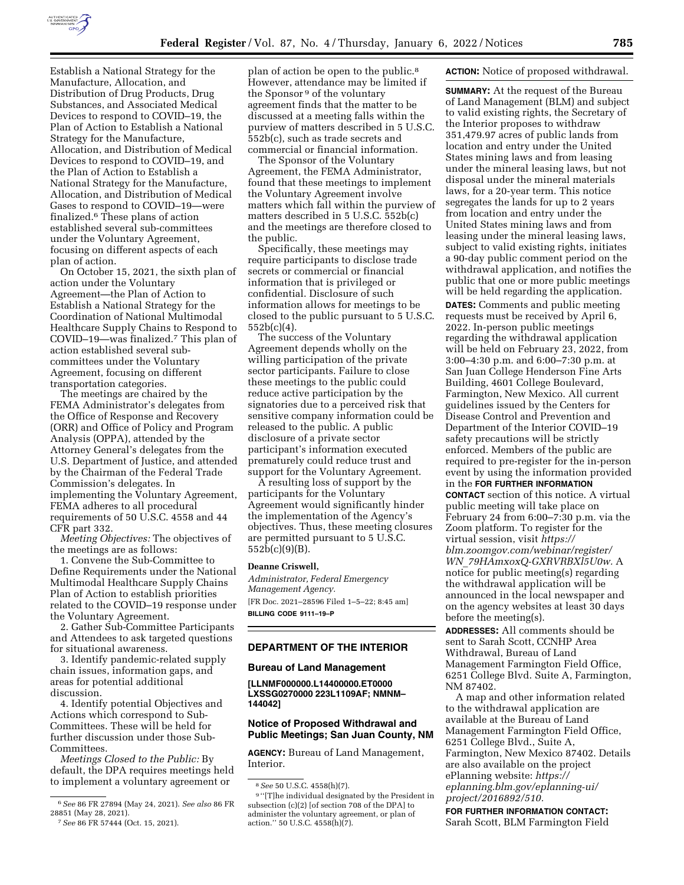Establish a National Strategy for the Manufacture, Allocation, and Distribution of Drug Products, Drug Substances, and Associated Medical Devices to respond to COVID–19, the Plan of Action to Establish a National Strategy for the Manufacture, Allocation, and Distribution of Medical Devices to respond to COVID–19, and the Plan of Action to Establish a National Strategy for the Manufacture, Allocation, and Distribution of Medical Gases to respond to COVID–19—were finalized.[6] These plans of action established several sub-committees under the Voluntary Agreement, focusing on different aspects of each plan of action.

On October 15, 2021, the sixth plan of action under the Voluntary Agreement—the Plan of Action to Establish a National Strategy for the Coordination of National Multimodal Healthcare Supply Chains to Respond to COVID–19—was finalized.[7] This plan of action established several sub-committees under the Voluntary Agreement, focusing on different transportation categories.

The meetings are chaired by the FEMA Administrator's delegates from the Office of Response and Recovery (ORR) and Office of Policy and Program Analysis (OPPA), attended by the Attorney General's delegates from the U.S. Department of Justice, and attended by the Chairman of the Federal Trade Commission's delegates. In implementing the Voluntary Agreement, FEMA adheres to all procedural requirements of 50 U.S.C. 4558 and 44 CFR part 332.

*Meeting Objectives:* The objectives of the meetings are as follows:

1. Convene the Sub-Committee to Define Requirements under the National Multimodal Healthcare Supply Chains Plan of Action to establish priorities related to the COVID–19 response under the Voluntary Agreement.
2. Gather Sub-Committee Participants and Attendees to ask targeted questions for situational awareness.
3. Identify pandemic-related supply chain issues, information gaps, and areas for potential additional discussion.
4. Identify potential Objectives and Actions which correspond to Sub-Committees. These will be held for further discussion under those Sub-Committees.

*Meetings Closed to the Public:* By default, the DPA requires meetings held to implement a voluntary agreement or plan of action be open to the public.[8] However, attendance may be limited if the Sponsor[9] of the voluntary agreement finds that the matter to be discussed at a meeting falls within the purview of matters described in 5 U.S.C. 552b(c), such as trade secrets and commercial or financial information.

The Sponsor of the Voluntary Agreement, the FEMA Administrator, found that these meetings to implement the Voluntary Agreement involve matters which fall within the purview of matters described in 5 U.S.C. 552b(c) and the meetings are therefore closed to the public.

Specifically, these meetings may require participants to disclose trade secrets or commercial or financial information that is privileged or confidential. Disclosure of such information allows for meetings to be closed to the public pursuant to 5 U.S.C. 552b(c)(4).

The success of the Voluntary Agreement depends wholly on the willing participation of the private sector participants. Failure to close these meetings to the public could reduce active participation by the signatories due to a perceived risk that sensitive company information could be released to the public. A public disclosure of a private sector participant's information executed prematurely could reduce trust and support for the Voluntary Agreement.

A resulting loss of support by the participants for the Voluntary Agreement would significantly hinder the implementation of the Agency's objectives. Thus, these meeting closures are permitted pursuant to 5 U.S.C. 552b(c)(9)(B).

**Deanne Criswell,**

*Administrator, Federal Emergency Management Agency.*

[FR Doc. 2021–28596 Filed 1–5–22; 8:45 am]

**BILLING CODE 9111–19–P**

[6] *See* 86 FR 27894 (May 24, 2021). *See also* 86 FR 28851 (May 28, 2021).

[7] *See* 86 FR 57444 (Oct. 15, 2021).

[8] *See* 50 U.S.C. 4558(h)(7).

[9] "[T]he individual designated by the President in subsection (c)(2) [of section 708 of the DPA] to administer the voluntary agreement, or plan of action." 50 U.S.C. 4558(h)(7).

## DEPARTMENT OF THE INTERIOR

### Bureau of Land Management

**[LLNMF000000.L14400000.ET0000 LXSSG0270000 223L1109AF; NMNM–144042]**

### Notice of Proposed Withdrawal and Public Meetings; San Juan County, NM

**AGENCY:** Bureau of Land Management, Interior.

**ACTION:** Notice of proposed withdrawal.

**SUMMARY:** At the request of the Bureau of Land Management (BLM) and subject to valid existing rights, the Secretary of the Interior proposes to withdraw 351,479.97 acres of public lands from location and entry under the United States mining laws and from leasing under the mineral leasing laws, but not disposal under the mineral materials laws, for a 20-year term. This notice segregates the lands for up to 2 years from location and entry under the United States mining laws and from leasing under the mineral leasing laws, subject to valid existing rights, initiates a 90-day public comment period on the withdrawal application, and notifies the public that one or more public meetings will be held regarding the application.

**DATES:** Comments and public meeting requests must be received by April 6, 2022. In-person public meetings regarding the withdrawal application will be held on February 23, 2022, from 3:00–4:30 p.m. and 6:00–7:30 p.m. at San Juan College Henderson Fine Arts Building, 4601 College Boulevard, Farmington, New Mexico. All current guidelines issued by the Centers for Disease Control and Prevention and Department of the Interior COVID–19 safety precautions will be strictly enforced. Members of the public are required to pre-register for the in-person event by using the information provided in the **FOR FURTHER INFORMATION CONTACT** section of this notice. A virtual public meeting will take place on February 24 from 6:00–7:30 p.m. via the Zoom platform. To register for the virtual session, visit *https://blm.zoomgov.com/webinar/register/WN_79HAmxoxQ-GXRVRBXl5U0w.* A notice for public meeting(s) regarding the withdrawal application will be announced in the local newspaper and on the agency websites at least 30 days before the meeting(s).

**ADDRESSES:** All comments should be sent to Sarah Scott, CCNHP Area Withdrawal, Bureau of Land Management Farmington Field Office, 6251 College Blvd. Suite A, Farmington, NM 87402.

A map and other information related to the withdrawal application are available at the Bureau of Land Management Farmington Field Office, 6251 College Blvd., Suite A, Farmington, New Mexico 87402. Details are also available on the project ePlanning website: *https://eplanning.blm.gov/eplanning-ui/project/2016892/510.*

**FOR FURTHER INFORMATION CONTACT:** Sarah Scott, BLM Farmington Field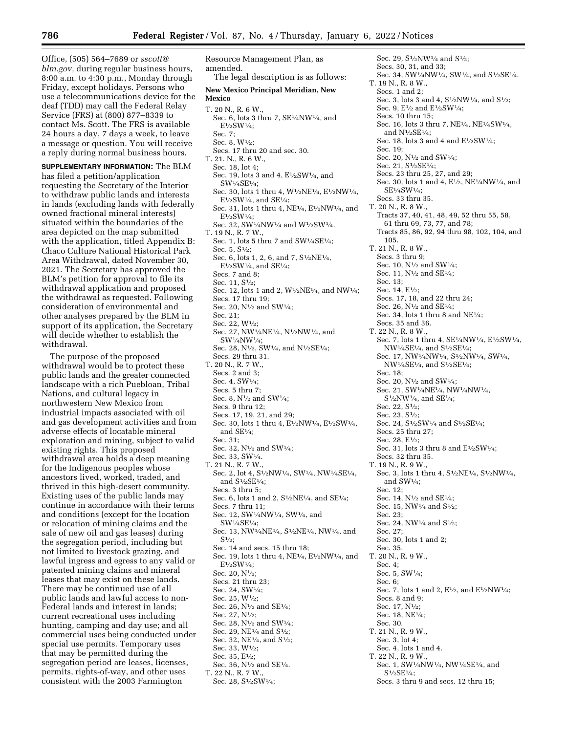Office, (505) 564–7689 or *sscott@blm.gov,* during regular business hours, 8:00 a.m. to 4:30 p.m., Monday through Friday, except holidays. Persons who use a telecommunications device for the deaf (TDD) may call the Federal Relay Service (FRS) at (800) 877–8339 to contact Ms. Scott. The FRS is available 24 hours a day, 7 days a week, to leave a message or question. You will receive a reply during normal business hours.

**SUPPLEMENTARY INFORMATION:** The BLM has filed a petition/application requesting the Secretary of the Interior to withdraw public lands and interests in lands (excluding lands with federally owned fractional mineral interests) situated within the boundaries of the area depicted on the map submitted with the application, titled Appendix B: Chaco Culture National Historical Park Area Withdrawal, dated November 30, 2021. The Secretary has approved the BLM's petition for approval to file its withdrawal application and proposed the withdrawal as requested. Following consideration of environmental and other analyses prepared by the BLM in support of its application, the Secretary will decide whether to establish the withdrawal.

The purpose of the proposed withdrawal would be to protect these public lands and the greater connected landscape with a rich Puebloan, Tribal Nations, and cultural legacy in northwestern New Mexico from industrial impacts associated with oil and gas development activities and from adverse effects of locatable mineral exploration and mining, subject to valid existing rights. This proposed withdrawal area holds a deep meaning for the Indigenous peoples whose ancestors lived, worked, traded, and thrived in this high-desert community. Existing uses of the public lands may continue in accordance with their terms and conditions (except for the location or relocation of mining claims and the sale of new oil and gas leases) during the segregation period, including but not limited to livestock grazing, and lawful ingress and egress to any valid or patented mining claims and mineral leases that may exist on these lands. There may be continued use of all public lands and lawful access to non-Federal lands and interest in lands; current recreational uses including hunting, camping and day use; and all commercial uses being conducted under special use permits. Temporary uses that may be permitted during the segregation period are leases, licenses, permits, rights-of-way, and other uses consistent with the 2003 Farmington Resource Management Plan, as amended.

The legal description is as follows:

**New Mexico Principal Meridian, New Mexico**

T. 20 N., R. 6 W.,
Sec. 6, lots 3 thru 7, SE¼NW¼, and E½SW¼;
Sec. 7;
Sec. 8, W½;
Secs. 17 thru 20 and sec. 30.

T. 21. N., R. 6 W.,
Sec. 18, lot 4;
Sec. 19, lots 3 and 4, E½SW¼, and SW¼SE¼;
Sec. 30, lots 1 thru 4, W½NE¼, E½NW¼, E½SW¼, and SE¼;
Sec. 31, lots 1 thru 4, NE¼, E½NW¼, and E½SW¼;
Sec. 32, SW¼NW¼ and W½SW¼.

T. 19 N., R. 7 W.,
Sec. 1, lots 5 thru 7 and SW¼SE¼;
Sec. 5, S½;
Sec. 6, lots 1, 2, 6, and 7, S½NE¼, E½SW¼, and SE¼;
Secs. 7 and 8;
Sec. 11, S½;
Sec. 12, lots 1 and 2, W½NE¼, and NW¼;
Secs. 17 thru 19;
Sec. 20, N½ and SW¼;
Sec. 21;
Sec. 22, W½;
Sec. 27, NW¼NE¼, N½NW¼, and SW¼NW¼;
Sec. 28, N½, SW¼, and N½SE¼;
Secs. 29 thru 31.

T. 20 N., R. 7 W.,
Secs. 2 and 3;
Sec. 4, SW¼;
Secs. 5 thru 7;
Sec. 8, N½ and SW¼;
Secs. 9 thru 12;
Secs. 17, 19, 21, and 29;
Sec. 30, lots 1 thru 4, E½NW¼, E½SW¼, and SE¼;
Sec. 31;
Sec. 32, N½ and SW¼;
Sec. 33, SW¼.

T. 21 N., R. 7 W.,
Sec. 2, lot 4, S½NW¼, SW¼, NW¼SE¼, and S½SE¼;
Secs. 3 thru 5;
Sec. 6, lots 1 and 2, S½NE¼, and SE¼;
Secs. 7 thru 11;
Sec. 12, SW¼NW¼, SW¼, and SW¼SE¼;
Sec. 13, NW¼NE¼, S½NE¼, NW¼, and S½;
Sec. 14 and secs. 15 thru 18;
Sec. 19, lots 1 thru 4, NE¼, E½NW¼, and E½SW¼;
Sec. 20, N½;
Secs. 21 thru 23;
Sec. 24, SW¼;
Sec. 25, W½;
Sec. 26, N½ and SE¼;
Sec. 27, N½;
Sec. 28, N½ and SW¼;
Sec. 29, NE¼ and S½;
Sec. 32, NE¼, and S½;
Sec. 33, W½;
Sec. 35, E½;
Sec. 36, N½ and SE¼.

T. 22 N., R. 7 W.,
Sec. 28, S½SW¼;
Sec. 29, S½NW¼ and S½;
Secs. 30, 31, and 33;
Sec. 34, SW¼NW¼, SW¼, and S½SE¼.

T. 19 N., R. 8 W.,
Secs. 1 and 2;
Sec. 3, lots 3 and 4, S½NW¼, and S½;
Sec. 9, E½ and E½SW¼;
Secs. 10 thru 15;
Sec. 16, lots 3 thru 7, NE¼, NE¼SW¼, and N½SE¼;
Sec. 18, lots 3 and 4 and E½SW¼;
Sec. 19;
Sec. 20, N½ and SW¼;
Sec. 21, S½SE¼;
Secs. 23 thru 25, 27, and 29;
Sec. 30, lots 1 and 4, E½, NE¼NW¼, and SE¼SW¼;
Secs. 33 thru 35.

T. 20 N., R. 8 W.,
Tracts 37, 40, 41, 48, 49, 52 thru 55, 58, 61 thru 69, 73, 77, and 78;
Tracts 85, 86, 92, 94 thru 98, 102, 104, and 105.

T. 21 N., R. 8 W.,
Secs. 3 thru 9;
Sec. 10, N½ and SW¼;
Sec. 11, N½ and SE¼;
Sec. 13;
Sec. 14, E½;
Secs. 17, 18, and 22 thru 24;
Sec. 26, N½ and SE¼;
Sec. 34, lots 1 thru 8 and NE¼;
Secs. 35 and 36.

T. 22 N., R. 8 W.,
Sec. 7, lots 1 thru 4, SE¼NW¼, E½SW¼, NW¼SE¼, and S½SE¼;
Sec. 17, NW¼NW¼, S½NW¼, SW¼, NW¼SE¼, and S½SE¼;
Sec. 18;
Sec. 20, N½ and SW¼;
Sec. 21, SW¼NE¼, NW¼NW¼, S½NW¼, and SE¼;
Sec. 22, S½;
Sec. 23, S½;
Sec. 24, S½SW¼ and S½SE¼;
Secs. 25 thru 27;
Sec. 28, E½;
Sec. 31, lots 3 thru 8 and E½SW¼;
Secs. 32 thru 35.

T. 19 N., R. 9 W.,
Sec. 3, lots 1 thru 4, S½NE¼, S½NW¼, and SW¼;
Sec. 12;
Sec. 14, N½ and SE¼;
Sec. 15, NW¼ and S½;
Sec. 23;
Sec. 24, NW¼ and S½;
Sec. 27;
Sec. 30, lots 1 and 2;
Sec. 35.

T. 20 N., R. 9 W.,
Sec. 4;
Sec. 5, SW¼;
Sec. 6;
Sec. 7, lots 1 and 2, E½, and E½NW¼;
Secs. 8 and 9;
Sec. 17, N½;
Sec. 18, NE¼;
Sec. 30.

T. 21 N., R. 9 W.,
Sec. 3, lot 4;
Sec. 4, lots 1 and 4.

T. 22 N., R. 9 W.,
Sec. 1, SW¼NW¼, NW¼SE¼, and S½SE¼;
Secs. 3 thru 9 and secs. 12 thru 15;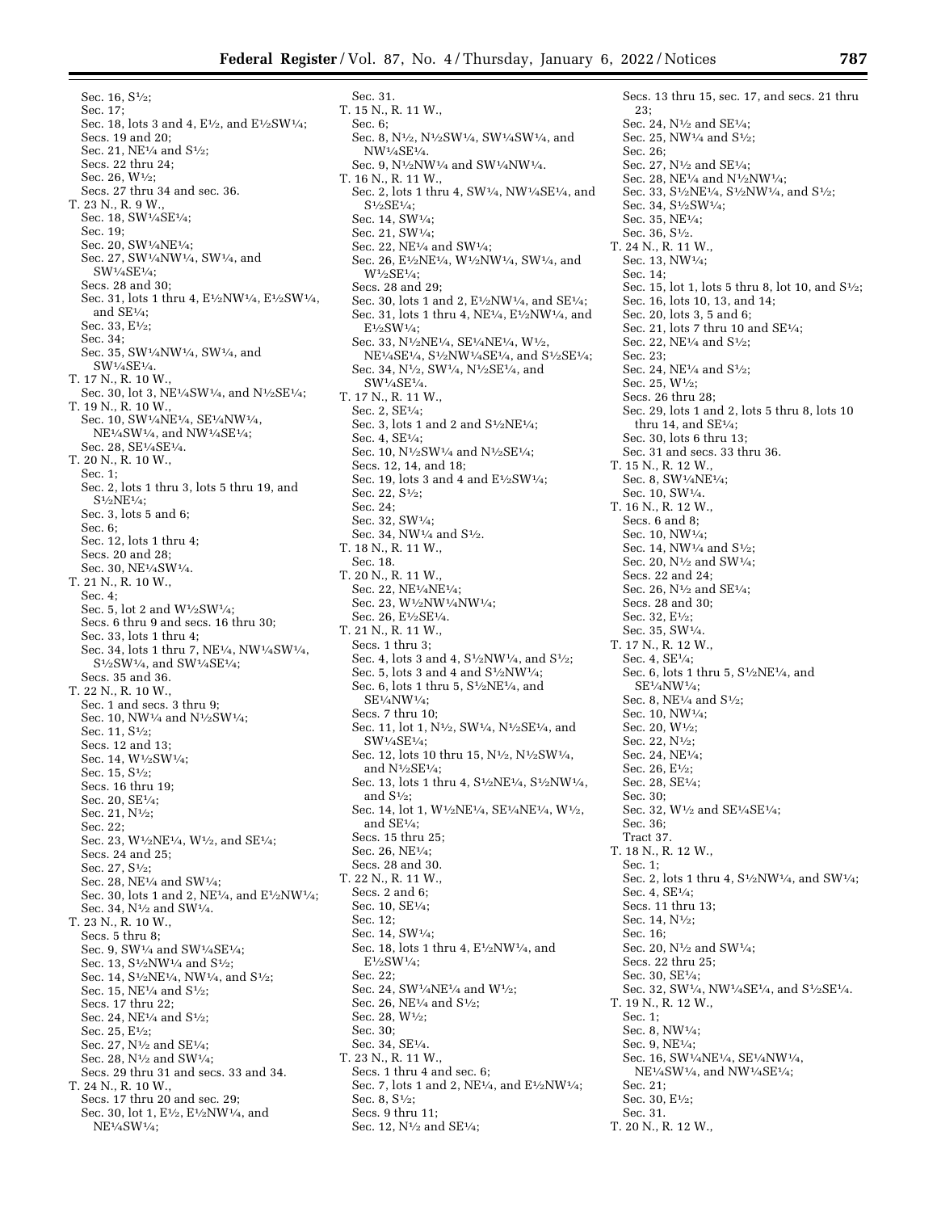Sec. 16, S½;
Sec. 17;
Sec. 18, lots 3 and 4, E½, and E½SW¼;
Secs. 19 and 20;
Sec. 21, NE¼ and S½;
Secs. 22 thru 24;
Sec. 26, W½;
Secs. 27 thru 34 and sec. 36.

T. 23 N., R. 9 W.,
Sec. 18, SW¼SE¼;
Sec. 19;
Sec. 20, SW¼NE¼;
Sec. 27, SW¼NW¼, SW¼, and SW¼SE¼;
Secs. 28 and 30;
Sec. 31, lots 1 thru 4, E½NW¼, E½SW¼, and SE¼;
Sec. 33, E½;
Sec. 34;
Sec. 35, SW¼NW¼, SW¼, and SW¼SE¼.

T. 17 N., R. 10 W.,
Sec. 30, lot 3, NE¼SW¼, and N½SE¼;

T. 19 N., R. 10 W.,
Sec. 10, SW¼NE¼, SE¼NW¼, NE¼SW¼, and NW¼SE¼;
Sec. 28, SE¼SE¼.

T. 20 N., R. 10 W.,
Sec. 1;
Sec. 2, lots 1 thru 3, lots 5 thru 19, and S½NE¼;
Sec. 3, lots 5 and 6;
Sec. 6;
Sec. 12, lots 1 thru 4;
Secs. 20 and 28;
Sec. 30, NE¼SW¼.

T. 21 N., R. 10 W.,
Sec. 4;
Sec. 5, lot 2 and W½SW¼;
Secs. 6 thru 9 and secs. 16 thru 30;
Sec. 33, lots 1 thru 4;
Sec. 34, lots 1 thru 7, NE¼, NW¼SW¼, S½SW¼, and SW¼SE¼;
Secs. 35 and 36.

T. 22 N., R. 10 W.,
Sec. 1 and secs. 3 thru 9;
Sec. 10, NW¼ and N½SW¼;
Sec. 11, S½;
Secs. 12 and 13;
Sec. 14, W½SW¼;
Sec. 15, S½;
Secs. 16 thru 19;
Sec. 20, SE¼;
Sec. 21, N½;
Sec. 22;
Sec. 23, W½NE¼, W½, and SE¼;
Secs. 24 and 25;
Sec. 27, S½;
Sec. 28, NE¼ and SW¼;
Sec. 30, lots 1 and 2, NE¼, and E½NW¼;
Sec. 34, N½ and SW¼.

T. 23 N., R. 10 W.,
Secs. 5 thru 8;
Sec. 9, SW¼ and SW¼SE¼;
Sec. 13, S½NW¼ and S½;
Sec. 14, S½NE¼, NW¼, and S½;
Sec. 15, NE¼ and S½;
Secs. 17 thru 22;
Sec. 24, NE¼ and S½;
Sec. 25, E½;
Sec. 27, N½ and SE¼;
Sec. 28, N½ and SW¼;
Secs. 29 thru 31 and secs. 33 and 34.

T. 24 N., R. 10 W.,
Secs. 17 thru 20 and sec. 29;
Sec. 30, lot 1, E½, E½NW¼, and NE¼SW¼;
Sec. 31.

T. 15 N., R. 11 W.,
Sec. 6;
Sec. 8, N½, N½SW¼, SW¼SW¼, and NW¼SE¼.
Sec. 9, N½NW¼ and SW¼NW¼.

T. 16 N., R. 11 W.,
Sec. 2, lots 1 thru 4, SW¼, NW¼SE¼, and S½SE¼;
Sec. 14, SW¼;
Sec. 21, SW¼;
Sec. 22, NE¼ and SW¼;
Sec. 26, E½NE¼, W½NW¼, SW¼, and W½SE¼;
Secs. 28 and 29;
Sec. 30, lots 1 and 2, E½NW¼, and SE¼;
Sec. 31, lots 1 thru 4, NE¼, E½NW¼, and E½SW¼;
Sec. 33, N½NE¼, SE¼NE¼, W½, NE¼SE¼, S½NW¼SE¼, and S½SE¼;
Sec. 34, N½, SW¼, N½SE¼, and SW¼SE¼.

T. 17 N., R. 11 W.,
Sec. 2, SE¼;
Sec. 3, lots 1 and 2 and S½NE¼;
Sec. 4, SE¼;
Sec. 10, N½SW¼ and N½SE¼;
Secs. 12, 14, and 18;
Sec. 19, lots 3 and 4 and E½SW¼;
Sec. 22, S½;
Sec. 24;
Sec. 32, SW¼;
Sec. 34, NW¼ and S½.

T. 18 N., R. 11 W.,
Sec. 18.

T. 20 N., R. 11 W.,
Sec. 22, NE¼NE¼;
Sec. 23, W½NW¼NW¼;
Sec. 26, E½SE¼.

T. 21 N., R. 11 W.,
Secs. 1 thru 3;
Sec. 4, lots 3 and 4, S½NW¼, and S½;
Sec. 5, lots 3 and 4 and S½NW¼;
Sec. 6, lots 1 thru 5, S½NE¼, and SE¼NW¼;
Secs. 7 thru 10;
Sec. 11, lot 1, N½, SW¼, N½SE¼, and SW¼SE¼;
Sec. 12, lots 10 thru 15, N½, N½SW¼, and N½SE¼;
Sec. 13, lots 1 thru 4, S½NE¼, S½NW¼, and S½;
Sec. 14, lot 1, W½NE¼, SE¼NE¼, W½, and SE¼;
Secs. 15 thru 25;
Sec. 26, NE¼;
Secs. 28 and 30.

T. 22 N., R. 11 W.,
Secs. 2 and 6;
Sec. 10, SE¼;
Sec. 12;
Sec. 14, SW¼;
Sec. 18, lots 1 thru 4, E½NW¼, and E½SW¼;
Sec. 22;
Sec. 24, SW¼NE¼ and W½;
Sec. 26, NE¼ and S½;
Sec. 28, W½;
Sec. 30;
Sec. 34, SE¼.

T. 23 N., R. 11 W.,
Secs. 1 thru 4 and sec. 6;
Sec. 7, lots 1 and 2, NE¼, and E½NW¼;
Sec. 8, S½;
Secs. 9 thru 11;
Sec. 12, N½ and SE¼;
Secs. 13 thru 15, sec. 17, and secs. 21 thru 23;
Sec. 24, N½ and SE¼;
Sec. 25, NW¼ and S½;
Sec. 26;
Sec. 27, N½ and SE¼;
Sec. 28, NE¼ and N½NW¼;
Sec. 33, S½NE¼, S½NW¼, and S½;
Sec. 34, S½SW¼;
Sec. 35, NE¼;
Sec. 36, S½.

T. 24 N., R. 11 W.,
Sec. 13, NW¼;
Sec. 14;
Sec. 15, lot 1, lots 5 thru 8, lot 10, and S½;
Sec. 16, lots 10, 13, and 14;
Sec. 20, lots 3, 5 and 6;
Sec. 21, lots 7 thru 10 and SE¼;
Sec. 22, NE¼ and S½;
Sec. 23;
Sec. 24, NE¼ and S½;
Sec. 25, W½;
Secs. 26 thru 28;
Sec. 29, lots 1 and 2, lots 5 thru 8, lots 10 thru 14, and SE¼;
Sec. 30, lots 6 thru 13;
Sec. 31 and secs. 33 thru 36.

T. 15 N., R. 12 W.,
Sec. 8, SW¼NE¼;
Sec. 10, SW¼.

T. 16 N., R. 12 W.,
Secs. 6 and 8;
Sec. 10, NW¼;
Sec. 14, NW¼ and S½;
Sec. 20, N½ and SW¼;
Secs. 22 and 24;
Sec. 26, N½ and SE¼;
Secs. 28 and 30;
Sec. 32, E½;
Sec. 35, SW¼.

T. 17 N., R. 12 W.,
Sec. 4, SE¼;
Sec. 6, lots 1 thru 5, S½NE¼, and SE¼NW¼;
Sec. 8, NE¼ and S½;
Sec. 10, NW¼;
Sec. 20, W½;
Sec. 22, N½;
Sec. 24, NE¼;
Sec. 26, E½;
Sec. 28, SE¼;
Sec. 30;
Sec. 32, W½ and SE¼SE¼;
Sec. 36;
Tract 37.

T. 18 N., R. 12 W.,
Sec. 1;
Sec. 2, lots 1 thru 4, S½NW¼, and SW¼;
Sec. 4, SE¼;
Secs. 11 thru 13;
Sec. 14, N½;
Sec. 16;
Sec. 20, N½ and SW¼;
Secs. 22 thru 25;
Sec. 30, SE¼;
Sec. 32, SW¼, NW¼SE¼, and S½SE¼.

T. 19 N., R. 12 W.,
Sec. 1;
Sec. 8, NW¼;
Sec. 9, NE¼;
Sec. 16, SW¼NE¼, SE¼NW¼, NE¼SW¼, and NW¼SE¼;
Sec. 21;
Sec. 30, E½;
Sec. 31.

T. 20 N., R. 12 W.,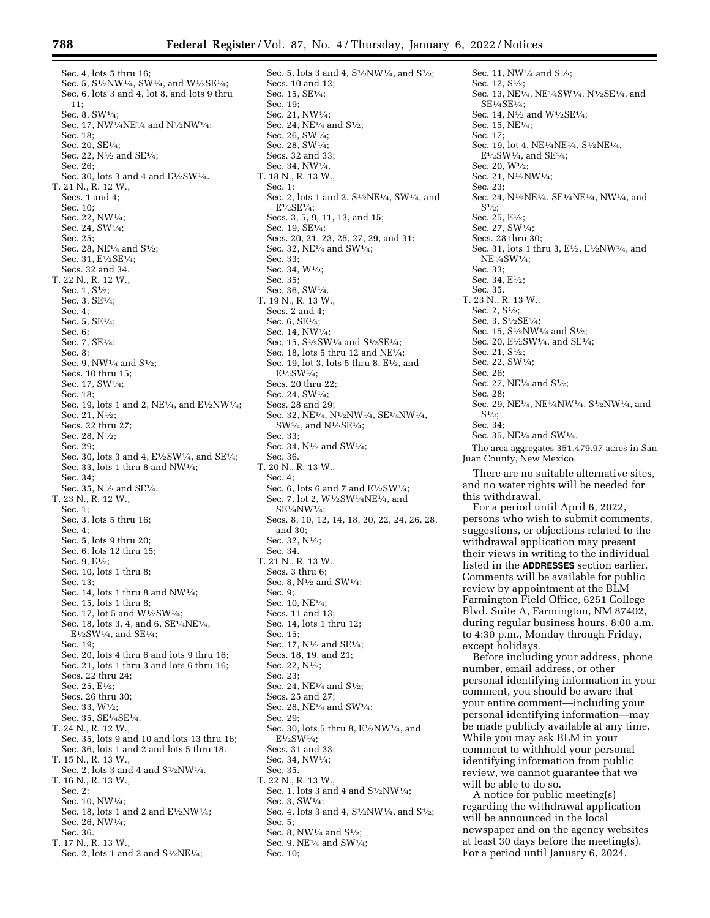Sec. 4, lots 5 thru 16;
Sec. 5, S½NW¼, SW¼, and W½SE¼;
Sec. 6, lots 3 and 4, lot 8, and lots 9 thru 11;
Sec. 8, SW¼;
Sec. 17, NW¼NE¼ and N½NW¼;
Sec. 18;
Sec. 20, SE¼;
Sec. 22, N½ and SE¼;
Sec. 26;
Sec. 30, lots 3 and 4 and E½SW¼.

T. 21 N., R. 12 W.,
Secs. 1 and 4;
Sec. 10;
Sec. 22, NW¼;
Sec. 24, SW¼;
Sec. 25;
Sec. 28, NE¼ and S½;
Sec. 31, E½SE¼;
Secs. 32 and 34.

T. 22 N., R. 12 W.,
Sec. 1, S½;
Sec. 3, SE¼;
Sec. 4;
Sec. 5, SE¼;
Sec. 6;
Sec. 7, SE¼;
Sec. 8;
Sec. 9, NW¼ and S½;
Secs. 10 thru 15;
Sec. 17, SW¼;
Sec. 18;
Sec. 19, lots 1 and 2, NE¼, and E½NW¼;
Sec. 21, N½;
Secs. 22 thru 27;
Sec. 28, N½;
Sec. 29;
Sec. 30, lots 3 and 4, E½SW¼, and SE¼;
Sec. 33, lots 1 thru 8 and NW¼;
Sec. 34;
Sec. 35, N½ and SE¼.

T. 23 N., R. 12 W.,
Sec. 1;
Sec. 3, lots 5 thru 16;
Sec. 4;
Sec. 5, lots 9 thru 20;
Sec. 6, lots 12 thru 15;
Sec. 9, E½;
Sec. 10, lots 1 thru 8;
Sec. 13;
Sec. 14, lots 1 thru 8 and NW¼;
Sec. 15, lots 1 thru 8;
Sec. 17, lot 5 and W½SW¼;
Sec. 18, lots 3, 4, and 6, SE¼NE¼, E½SW¼, and SE¼;
Sec. 19;
Sec. 20, lots 4 thru 6 and lots 9 thru 16;
Sec. 21, lots 1 thru 3 and lots 6 thru 16;
Secs. 22 thru 24;
Sec. 25, E½;
Secs. 26 thru 30;
Sec. 33, W½;
Sec. 35, SE¼SE¼.

T. 24 N., R. 12 W.,
Sec. 35, lots 9 and 10 and lots 13 thru 16;
Sec. 36, lots 1 and 2 and lots 5 thru 18.

T. 15 N., R. 13 W.,
Sec. 2, lots 3 and 4 and S½NW¼.

T. 16 N., R. 13 W.,
Sec. 2;
Sec. 10, NW¼;
Sec. 18, lots 1 and 2 and E½NW¼;
Sec. 26, NW¼;
Sec. 36.

T. 17 N., R. 13 W.,
Sec. 2, lots 1 and 2 and S½NE¼;
Sec. 5, lots 3 and 4, S½NW¼, and S½;
Secs. 10 and 12;
Sec. 15, SE¼;
Sec. 19;
Sec. 21, NW¼;
Sec. 24, NE¼ and S½;
Sec. 26, SW¼;
Sec. 28, SW¼;
Secs. 32 and 33;
Sec. 34, NW¼.

T. 18 N., R. 13 W.,
Sec. 1;
Sec. 2, lots 1 and 2, S½NE¼, SW¼, and E½SE¼;
Secs. 3, 5, 9, 11, 13, and 15;
Sec. 19, SE¼;
Secs. 20, 21, 23, 25, 27, 29, and 31;
Sec. 32, NE¼ and SW¼;
Sec. 33;
Sec. 34, W½;
Sec. 35;
Sec. 36, SW¼.

T. 19 N., R. 13 W.,
Secs. 2 and 4;
Sec. 6, SE¼;
Sec. 14, NW¼;
Sec. 15, S½SW¼ and S½SE¼;
Sec. 18, lots 5 thru 12 and NE¼;
Sec. 19, lot 3, lots 5 thru 8, E½, and E½SW¼;
Secs. 20 thru 22;
Sec. 24, SW¼;
Secs. 28 and 29;
Sec. 32, NE¼, N½NW¼, SE¼NW¼, SW¼, and N½SE¼;
Sec. 33;
Sec. 34, N½ and SW¼;
Sec. 36.

T. 20 N., R. 13 W.,
Sec. 4;
Sec. 6, lots 6 and 7 and E½SW¼;
Sec. 7, lot 2, W½SW¼NE¼, and SE¼NW¼;
Secs. 8, 10, 12, 14, 18, 20, 22, 24, 26, 28, and 30;
Sec. 32, N½;
Sec. 34.

T. 21 N., R. 13 W.,
Secs. 3 thru 6;
Sec. 8, N½ and SW¼;
Sec. 9;
Sec. 10, NE¼;
Secs. 11 and 13;
Sec. 14, lots 1 thru 12;
Sec. 15;
Sec. 17, N½ and SE¼;
Secs. 18, 19, and 21;
Sec. 22, N½;
Sec. 23;
Sec. 24, NE¼ and S½;
Secs. 25 and 27;
Sec. 28, NE¼ and SW¼;
Sec. 29;
Sec. 30, lots 5 thru 8, E½NW¼, and E½SW¼;
Secs. 31 and 33;
Sec. 34, NW¼;
Sec. 35.

T. 22 N., R. 13 W.,
Sec. 1, lots 3 and 4 and S½NW¼;
Sec. 3, SW¼;
Sec. 4, lots 3 and 4, S½NW¼, and S½;
Sec. 5;
Sec. 8, NW¼ and S½;
Sec. 9, NE¼ and SW¼;
Sec. 10;
Sec. 11, NW¼ and S½;
Sec. 12, S½;
Sec. 13, NE¼, NE¼SW¼, N½SE¼, and SE¼SE¼;
Sec. 14, N½ and W½SE¼;
Sec. 15, NE¼;
Sec. 17;
Sec. 19, lot 4, NE¼NE¼, S½NE¼, E½SW¼, and SE¼;
Sec. 20, W½;
Sec. 21, N½NW¼;
Sec. 23;
Sec. 24, N½NE¼, SE¼NE¼, NW¼, and S½;
Sec. 25, E½;
Sec. 27, SW¼;
Secs. 28 thru 30;
Sec. 31, lots 1 thru 3, E½, E½NW¼, and NE¼SW¼;
Sec. 33;
Sec. 34, E½;
Sec. 35.

T. 23 N., R. 13 W.,
Sec. 2, S½;
Sec. 3, S½SE¼;
Sec. 15, S½NW¼ and S½;
Sec. 20, E½SW¼, and SE¼;
Sec. 21, S½;
Sec. 22, SW¼;
Sec. 26;
Sec. 27, NE¼ and S½;
Sec. 28;
Sec. 29, NE¼, NE¼NW¼, S½NW¼, and S½;
Sec. 34;
Sec. 35, NE¼ and SW¼.

The area aggregates 351,479.97 acres in San Juan County, New Mexico.

There are no suitable alternative sites, and no water rights will be needed for this withdrawal.

For a period until April 6, 2022, persons who wish to submit comments, suggestions, or objections related to the withdrawal application may present their views in writing to the individual listed in the **ADDRESSES** section earlier. Comments will be available for public review by appointment at the BLM Farmington Field Office, 6251 College Blvd. Suite A, Farmington, NM 87402, during regular business hours, 8:00 a.m. to 4:30 p.m., Monday through Friday, except holidays.

Before including your address, phone number, email address, or other personal identifying information in your comment, you should be aware that your entire comment—including your personal identifying information—may be made publicly available at any time. While you may ask BLM in your comment to withhold your personal identifying information from public review, we cannot guarantee that we will be able to do so.

A notice for public meeting(s) regarding the withdrawal application will be announced in the local newspaper and on the agency websites at least 30 days before the meeting(s). For a period until January 6, 2024,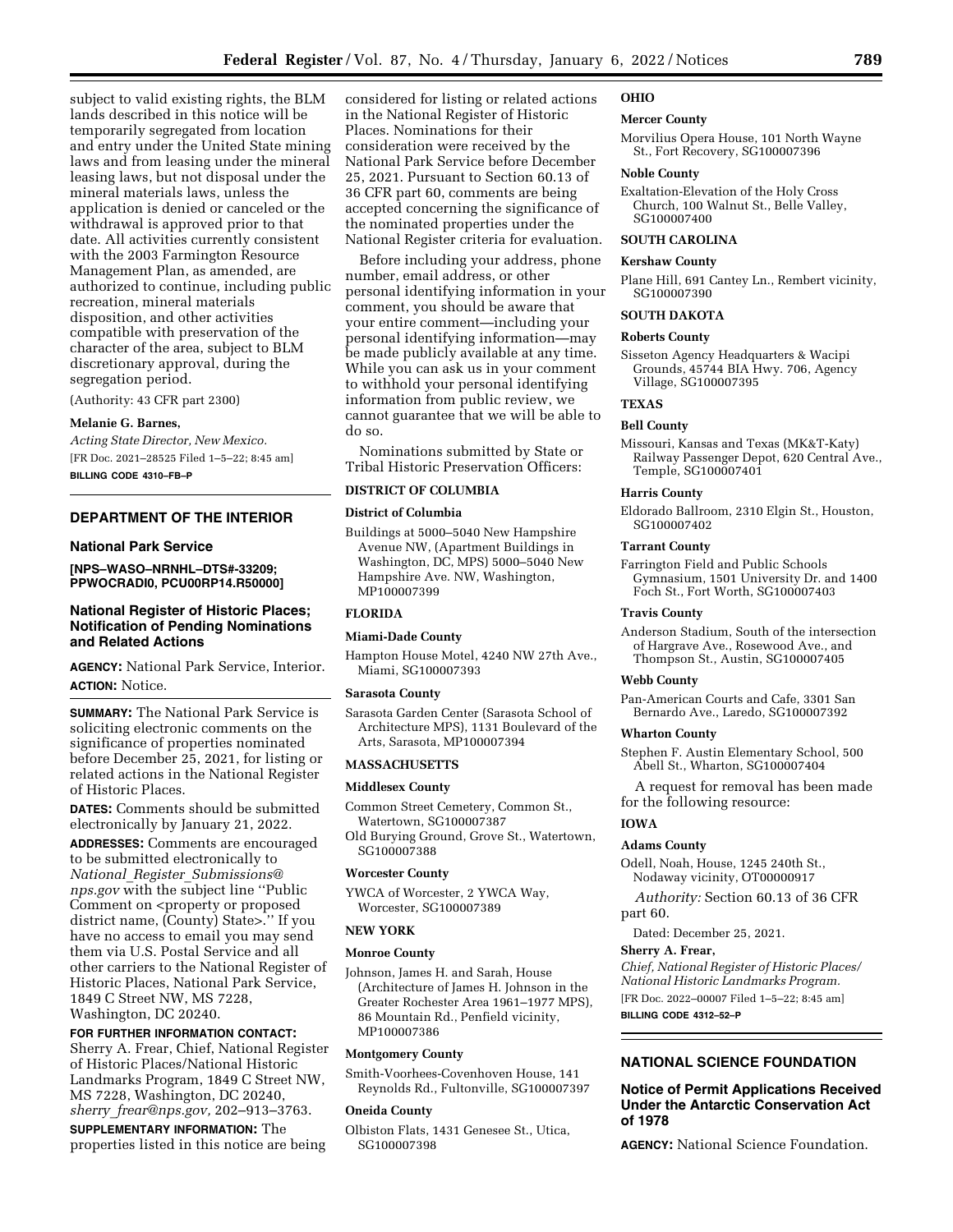subject to valid existing rights, the BLM lands described in this notice will be temporarily segregated from location and entry under the United State mining laws and from leasing under the mineral leasing laws, but not disposal under the mineral materials laws, unless the application is denied or canceled or the withdrawal is approved prior to that date. All activities currently consistent with the 2003 Farmington Resource Management Plan, as amended, are authorized to continue, including public recreation, mineral materials disposition, and other activities compatible with preservation of the character of the area, subject to BLM discretionary approval, during the segregation period.

(Authority: 43 CFR part 2300)

**Melanie G. Barnes,**

*Acting State Director, New Mexico.*

[FR Doc. 2021–28525 Filed 1–5–22; 8:45 am]

**BILLING CODE 4310–FB–P**

## DEPARTMENT OF THE INTERIOR

### National Park Service

**[NPS–WASO–NRNHL–DTS#-33209; PPWOCRADI0, PCU00RP14.R50000]**

### National Register of Historic Places; Notification of Pending Nominations and Related Actions

**AGENCY:** National Park Service, Interior.

**ACTION:** Notice.

**SUMMARY:** The National Park Service is soliciting electronic comments on the significance of properties nominated before December 25, 2021, for listing or related actions in the National Register of Historic Places.

**DATES:** Comments should be submitted electronically by January 21, 2022.

**ADDRESSES:** Comments are encouraged to be submitted electronically to *National_Register_Submissions@nps.gov* with the subject line ''Public Comment on <property or proposed district name, (County) State>.'' If you have no access to email you may send them via U.S. Postal Service and all other carriers to the National Register of Historic Places, National Park Service, 1849 C Street NW, MS 7228, Washington, DC 20240.

**FOR FURTHER INFORMATION CONTACT:** Sherry A. Frear, Chief, National Register of Historic Places/National Historic Landmarks Program, 1849 C Street NW, MS 7228, Washington, DC 20240, *sherry_frear@nps.gov,* 202–913–3763.

**SUPPLEMENTARY INFORMATION:** The properties listed in this notice are being considered for listing or related actions in the National Register of Historic Places. Nominations for their consideration were received by the National Park Service before December 25, 2021. Pursuant to Section 60.13 of 36 CFR part 60, comments are being accepted concerning the significance of the nominated properties under the National Register criteria for evaluation.

Before including your address, phone number, email address, or other personal identifying information in your comment, you should be aware that your entire comment—including your personal identifying information—may be made publicly available at any time. While you can ask us in your comment to withhold your personal identifying information from public review, we cannot guarantee that we will be able to do so.

Nominations submitted by State or Tribal Historic Preservation Officers:

**DISTRICT OF COLUMBIA**

**District of Columbia**

Buildings at 5000–5040 New Hampshire Avenue NW, (Apartment Buildings in Washington, DC, MPS) 5000–5040 New Hampshire Ave. NW, Washington, MP100007399

**FLORIDA**

**Miami-Dade County**

Hampton House Motel, 4240 NW 27th Ave., Miami, SG100007393

**Sarasota County**

Sarasota Garden Center (Sarasota School of Architecture MPS), 1131 Boulevard of the Arts, Sarasota, MP100007394

**MASSACHUSETTS**

**Middlesex County**

Common Street Cemetery, Common St., Watertown, SG100007387

Old Burying Ground, Grove St., Watertown, SG100007388

**Worcester County**

YWCA of Worcester, 2 YWCA Way, Worcester, SG100007389

**NEW YORK**

**Monroe County**

Johnson, James H. and Sarah, House (Architecture of James H. Johnson in the Greater Rochester Area 1961–1977 MPS), 86 Mountain Rd., Penfield vicinity, MP100007386

**Montgomery County**

Smith-Voorhees-Covenhoven House, 141 Reynolds Rd., Fultonville, SG100007397

**Oneida County**

Olbiston Flats, 1431 Genesee St., Utica, SG100007398

**OHIO**

**Mercer County**

Morvilius Opera House, 101 North Wayne St., Fort Recovery, SG100007396

**Noble County**

Exaltation-Elevation of the Holy Cross Church, 100 Walnut St., Belle Valley, SG100007400

**SOUTH CAROLINA**

**Kershaw County**

Plane Hill, 691 Cantey Ln., Rembert vicinity, SG100007390

**SOUTH DAKOTA**

**Roberts County**

Sisseton Agency Headquarters & Wacipi Grounds, 45744 BIA Hwy. 706, Agency Village, SG100007395

**TEXAS**

**Bell County**

Missouri, Kansas and Texas (MK&T-Katy) Railway Passenger Depot, 620 Central Ave., Temple, SG100007401

**Harris County**

Eldorado Ballroom, 2310 Elgin St., Houston, SG100007402

**Tarrant County**

Farrington Field and Public Schools Gymnasium, 1501 University Dr. and 1400 Foch St., Fort Worth, SG100007403

**Travis County**

Anderson Stadium, South of the intersection of Hargrave Ave., Rosewood Ave., and Thompson St., Austin, SG100007405

**Webb County**

Pan-American Courts and Cafe, 3301 San Bernardo Ave., Laredo, SG100007392

**Wharton County**

Stephen F. Austin Elementary School, 500 Abell St., Wharton, SG100007404

A request for removal has been made for the following resource:

**IOWA**

**Adams County**

Odell, Noah, House, 1245 240th St., Nodaway vicinity, OT00000917

*Authority:* Section 60.13 of 36 CFR part 60.

Dated: December 25, 2021.

**Sherry A. Frear,**

*Chief, National Register of Historic Places/National Historic Landmarks Program.*

[FR Doc. 2022–00007 Filed 1–5–22; 8:45 am]

**BILLING CODE 4312–52–P**

## NATIONAL SCIENCE FOUNDATION

### Notice of Permit Applications Received Under the Antarctic Conservation Act of 1978

**AGENCY:** National Science Foundation.